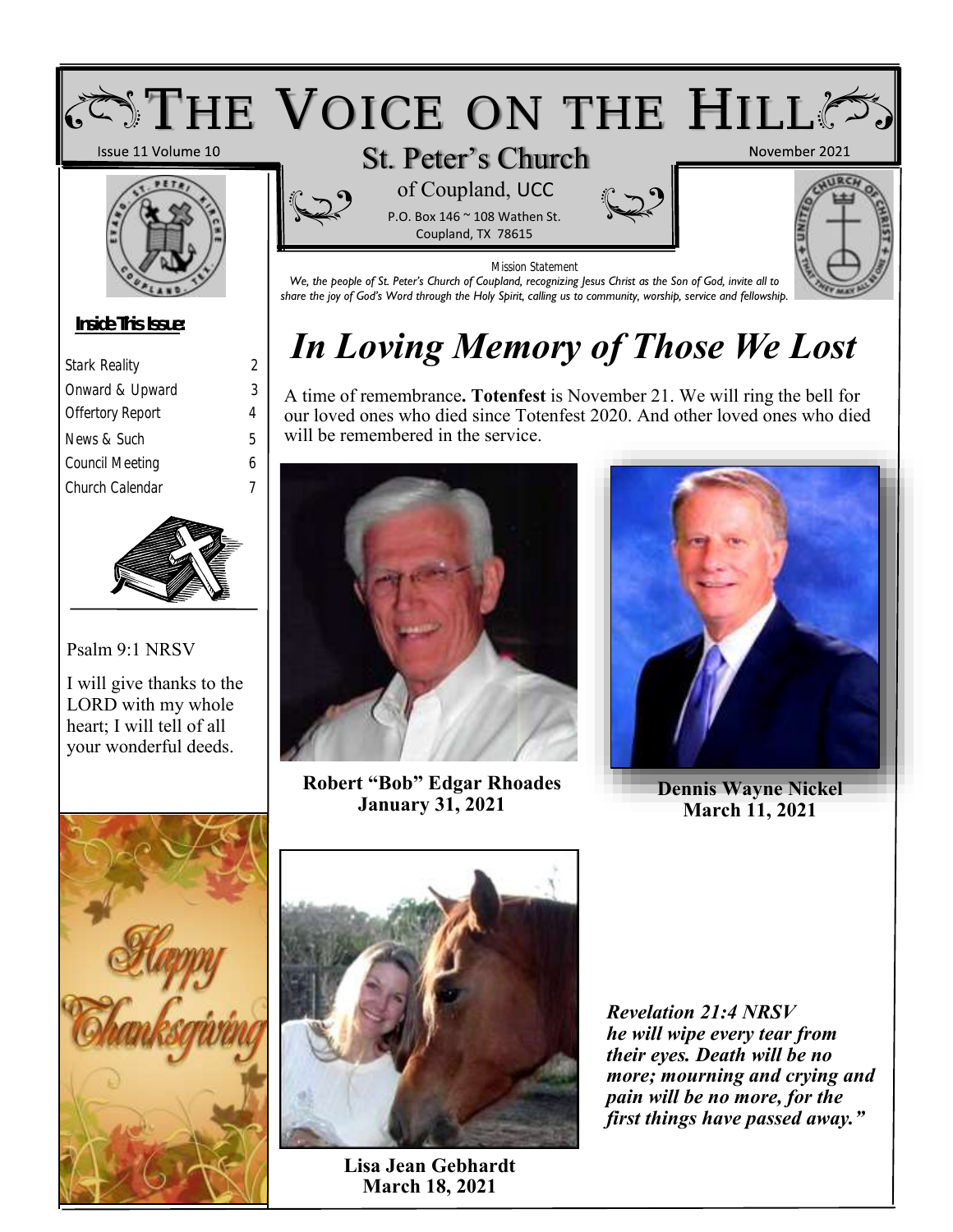# THE VOICE ON THE HILL

Issue 11 Volume 10

November 2021

## St. Peter's Church

of Coupland, UCC

P.O. Box 146 ~ 108 Wathen St.
Coupland, TX 78615

Mission Statement

*We, the people of St. Peter's Church of Coupland, recognizing Jesus Christ as the Son of God, invite all to share the joy of God's Word through the Holy Spirit, calling us to community, worship, service and fellowship.*

**Inside This Issue:**

| | |
|---|---|
| Stark Reality | 2 |
| Onward & Upward | 3 |
| Offertory Report | 4 |
| News & Such | 5 |
| Council Meeting | 6 |
| Church Calendar | 7 |

Psalm 9:1 NRSV

I will give thanks to the LORD with my whole heart; I will tell of all your wonderful deeds.

Happy Thanksgiving

# *In Loving Memory of Those We Lost*

A time of remembrance**. Totenfest** is November 21. We will ring the bell for our loved ones who died since Totenfest 2020. And other loved ones who died will be remembered in the service.

**Robert "Bob" Edgar Rhoades**
**January 31, 2021**

**Dennis Wayne Nickel**
**March 11, 2021**

**Lisa Jean Gebhardt**
**March 18, 2021**

***Revelation 21:4 NRSV***
***he will wipe every tear from their eyes. Death will be no more; mourning and crying and pain will be no more, for the first things have passed away."***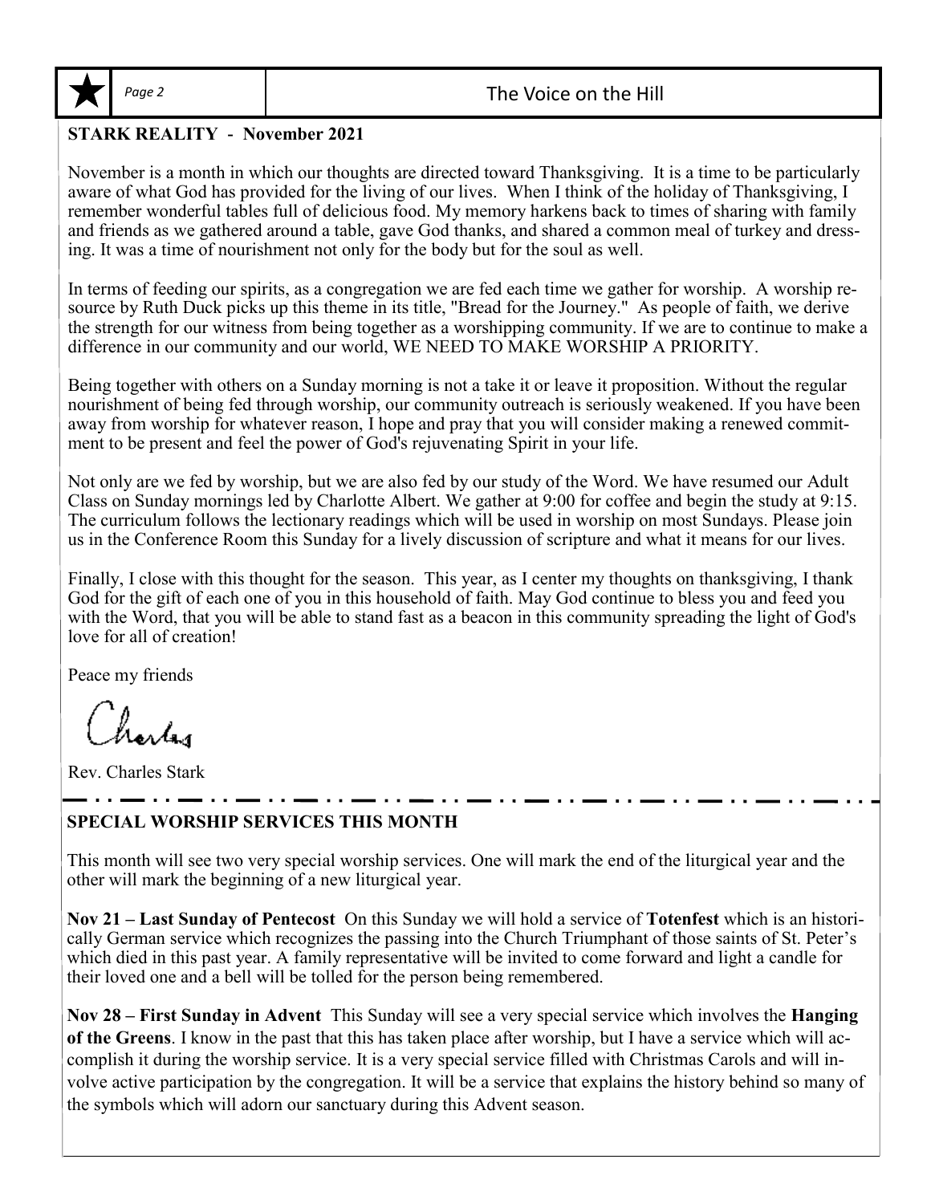## STARK REALITY - November 2021

November is a month in which our thoughts are directed toward Thanksgiving. It is a time to be particularly aware of what God has provided for the living of our lives. When I think of the holiday of Thanksgiving, I remember wonderful tables full of delicious food. My memory harkens back to times of sharing with family and friends as we gathered around a table, gave God thanks, and shared a common meal of turkey and dressing. It was a time of nourishment not only for the body but for the soul as well.

In terms of feeding our spirits, as a congregation we are fed each time we gather for worship. A worship resource by Ruth Duck picks up this theme in its title, "Bread for the Journey." As people of faith, we derive the strength for our witness from being together as a worshipping community. If we are to continue to make a difference in our community and our world, WE NEED TO MAKE WORSHIP A PRIORITY.

Being together with others on a Sunday morning is not a take it or leave it proposition. Without the regular nourishment of being fed through worship, our community outreach is seriously weakened. If you have been away from worship for whatever reason, I hope and pray that you will consider making a renewed commitment to be present and feel the power of God's rejuvenating Spirit in your life.

Not only are we fed by worship, but we are also fed by our study of the Word. We have resumed our Adult Class on Sunday mornings led by Charlotte Albert. We gather at 9:00 for coffee and begin the study at 9:15. The curriculum follows the lectionary readings which will be used in worship on most Sundays. Please join us in the Conference Room this Sunday for a lively discussion of scripture and what it means for our lives.

Finally, I close with this thought for the season. This year, as I center my thoughts on thanksgiving, I thank God for the gift of each one of you in this household of faith. May God continue to bless you and feed you with the Word, that you will be able to stand fast as a beacon in this community spreading the light of God's love for all of creation!

Peace my friends

Charles

Rev. Charles Stark

---

## SPECIAL WORSHIP SERVICES THIS MONTH

This month will see two very special worship services. One will mark the end of the liturgical year and the other will mark the beginning of a new liturgical year.

**Nov 21 – Last Sunday of Pentecost** On this Sunday we will hold a service of **Totenfest** which is an historically German service which recognizes the passing into the Church Triumphant of those saints of St. Peter's which died in this past year. A family representative will be invited to come forward and light a candle for their loved one and a bell will be tolled for the person being remembered.

**Nov 28 – First Sunday in Advent** This Sunday will see a very special service which involves the **Hanging of the Greens**. I know in the past that this has taken place after worship, but I have a service which will accomplish it during the worship service. It is a very special service filled with Christmas Carols and will involve active participation by the congregation. It will be a service that explains the history behind so many of the symbols which will adorn our sanctuary during this Advent season.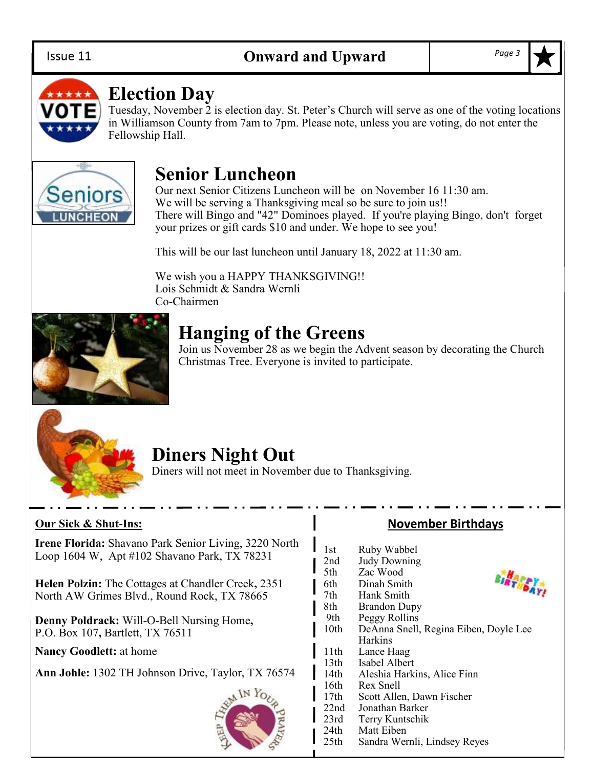## Election Day

Tuesday, November 2 is election day. St. Peter's Church will serve as one of the voting locations in Williamson County from 7am to 7pm. Please note, unless you are voting, do not enter the Fellowship Hall.

## Senior Luncheon

Our next Senior Citizens Luncheon will be on November 16 11:30 am.
We will be serving a Thanksgiving meal so be sure to join us!!
There will Bingo and "42" Dominoes played. If you're playing Bingo, don't forget your prizes or gift cards $10 and under. We hope to see you!

This will be our last luncheon until January 18, 2022 at 11:30 am.

We wish you a HAPPY THANKSGIVING!!
Lois Schmidt & Sandra Wernli
Co-Chairmen

## Hanging of the Greens

Join us November 28 as we begin the Advent season by decorating the Church Christmas Tree. Everyone is invited to participate.

## Diners Night Out

Diners will not meet in November due to Thanksgiving.

**Our Sick & Shut-Ins:**

**Irene Florida:** Shavano Park Senior Living, 3220 North Loop 1604 W, Apt #102 Shavano Park, TX 78231

**Helen Polzin:** The Cottages at Chandler Creek, 2351 North AW Grimes Blvd., Round Rock, TX 78665

**Denny Poldrack:** Will-O-Bell Nursing Home, P.O. Box 107, Bartlett, TX 76511

**Nancy Goodlett:** at home

**Ann Johle:** 1302 TH Johnson Drive, Taylor, TX 76574

Keep Them In Your Prayers

**November Birthdays**

| | |
|---|---|
| 1st | Ruby Wabbel |
| 2nd | Judy Downing |
| 5th | Zac Wood |
| 6th | Dinah Smith |
| 7th | Hank Smith |
| 8th | Brandon Dupy |
| 9th | Peggy Rollins |
| 10th | DeAnna Snell, Regina Eiben, Doyle Lee Harkins |
| 11th | Lance Haag |
| 13th | Isabel Albert |
| 14th | Aleshia Harkins, Alice Finn |
| 16th | Rex Snell |
| 17th | Scott Allen, Dawn Fischer |
| 22nd | Jonathan Barker |
| 23rd | Terry Kuntschik |
| 24th | Matt Eiben |
| 25th | Sandra Wernli, Lindsey Reyes |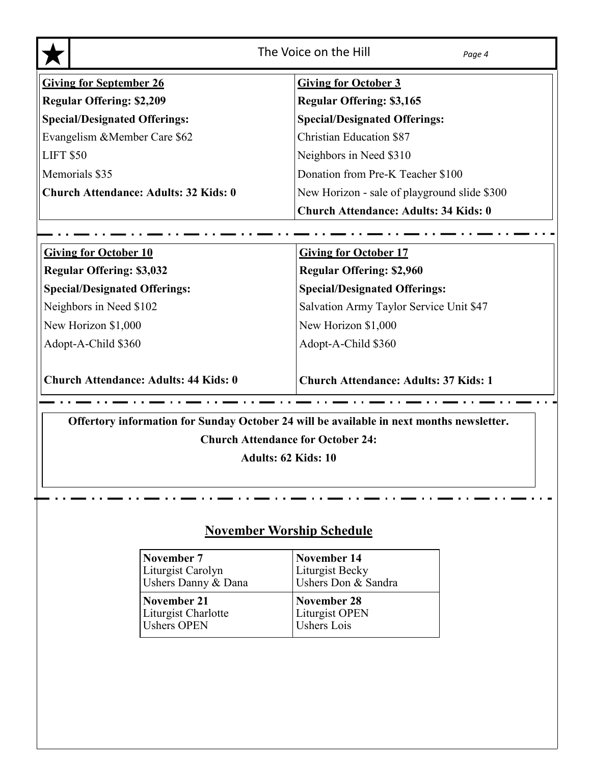**Giving for September 26**

**Regular Offering: $2,209**

**Special/Designated Offerings:**

Evangelism &Member Care $62

LIFT $50

Memorials $35

**Church Attendance: Adults: 32 Kids: 0**

**Giving for October 3**

**Regular Offering: $3,165**

**Special/Designated Offerings:**

Christian Education $87

Neighbors in Need $310

Donation from Pre-K Teacher $100

New Horizon - sale of playground slide $300

**Church Attendance: Adults: 34 Kids: 0**

**Giving for October 10**

**Regular Offering: $3,032**

**Special/Designated Offerings:**

Neighbors in Need $102

New Horizon $1,000

Adopt-A-Child $360

**Church Attendance: Adults: 44 Kids: 0**

**Giving for October 17**

**Regular Offering: $2,960**

**Special/Designated Offerings:**

Salvation Army Taylor Service Unit $47

New Horizon $1,000

Adopt-A-Child $360

**Church Attendance: Adults: 37 Kids: 1**

**Offertory information for Sunday October 24 will be available in next months newsletter.**

**Church Attendance for October 24:**

**Adults: 62 Kids: 10**

## November Worship Schedule

| **November 7**<br>Liturgist Carolyn<br>Ushers Danny & Dana | **November 14**<br>Liturgist Becky<br>Ushers Don & Sandra |
|---|---|
| **November 21**<br>Liturgist Charlotte<br>Ushers OPEN | **November 28**<br>Liturgist OPEN<br>Ushers Lois |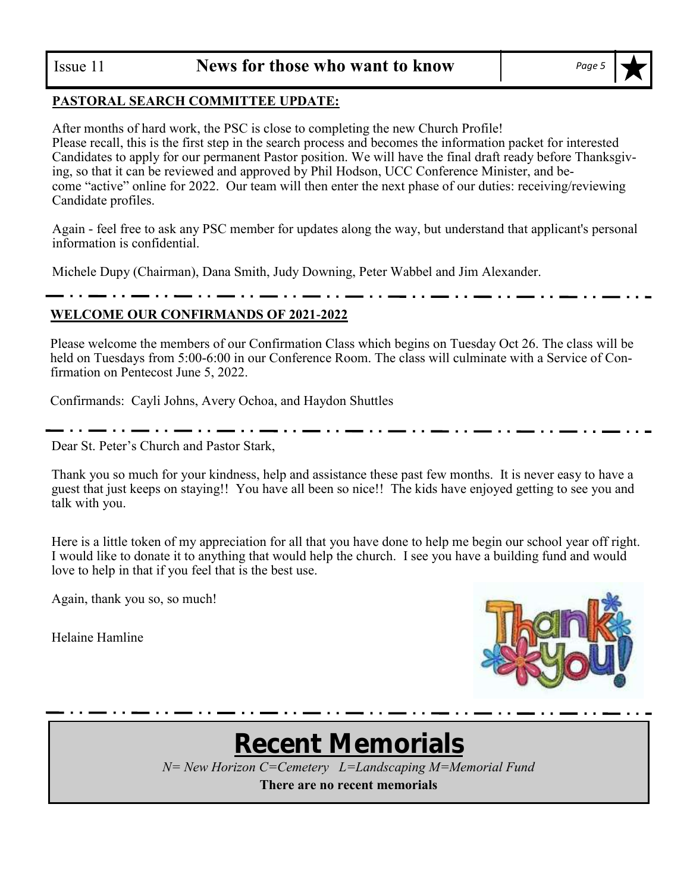## PASTORAL SEARCH COMMITTEE UPDATE:

After months of hard work, the PSC is close to completing the new Church Profile!
Please recall, this is the first step in the search process and becomes the information packet for interested Candidates to apply for our permanent Pastor position. We will have the final draft ready before Thanksgiving, so that it can be reviewed and approved by Phil Hodson, UCC Conference Minister, and become "active" online for 2022. Our team will then enter the next phase of our duties: receiving/reviewing Candidate profiles.

Again - feel free to ask any PSC member for updates along the way, but understand that applicant's personal information is confidential.

Michele Dupy (Chairman), Dana Smith, Judy Downing, Peter Wabbel and Jim Alexander.

---

## WELCOME OUR CONFIRMANDS OF 2021-2022

Please welcome the members of our Confirmation Class which begins on Tuesday Oct 26. The class will be held on Tuesdays from 5:00-6:00 in our Conference Room. The class will culminate with a Service of Confirmation on Pentecost June 5, 2022.

Confirmands: Cayli Johns, Avery Ochoa, and Haydon Shuttles

---

Dear St. Peter's Church and Pastor Stark,

Thank you so much for your kindness, help and assistance these past few months. It is never easy to have a guest that just keeps on staying!! You have all been so nice!! The kids have enjoyed getting to see you and talk with you.

Here is a little token of my appreciation for all that you have done to help me begin our school year off right. I would like to donate it to anything that would help the church. I see you have a building fund and would love to help in that if you feel that is the best use.

Again, thank you so, so much!

Helaine Hamline

---

# Recent Memorials

*N= New Horizon C=Cemetery L=Landscaping M=Memorial Fund*

**There are no recent memorials**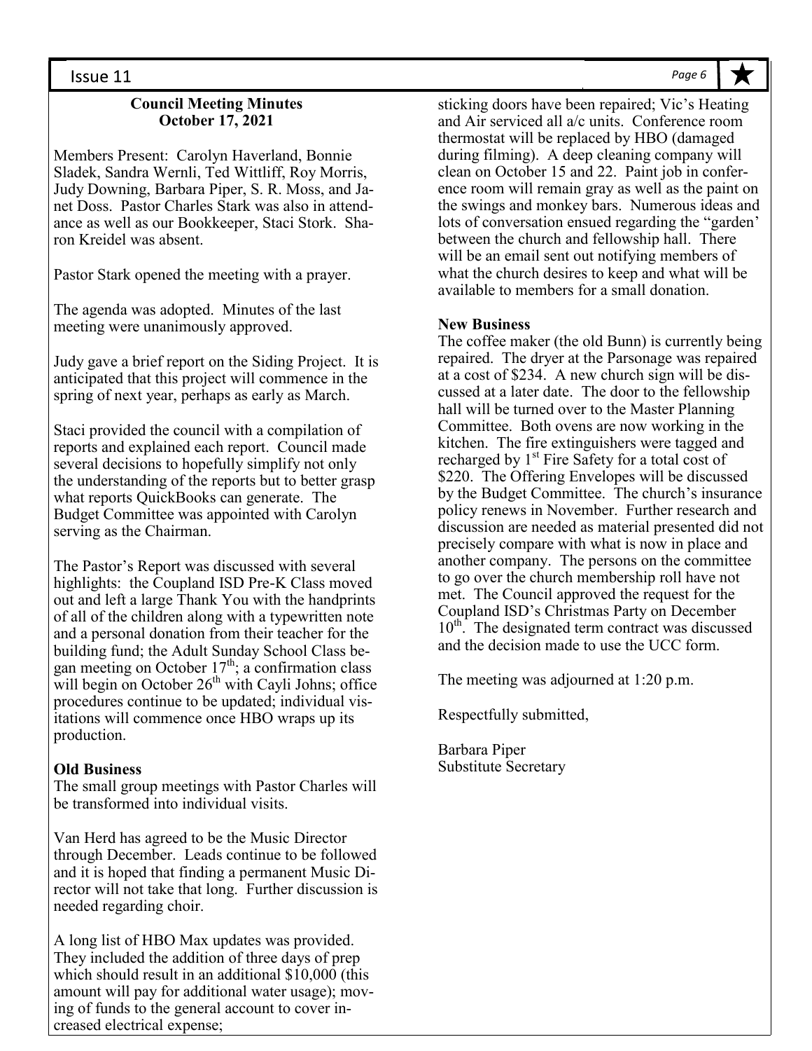**Council Meeting Minutes**
**October 17, 2021**

Members Present: Carolyn Haverland, Bonnie Sladek, Sandra Wernli, Ted Wittliff, Roy Morris, Judy Downing, Barbara Piper, S. R. Moss, and Janet Doss. Pastor Charles Stark was also in attendance as well as our Bookkeeper, Staci Stork. Sharon Kreidel was absent.

Pastor Stark opened the meeting with a prayer.

The agenda was adopted. Minutes of the last meeting were unanimously approved.

Judy gave a brief report on the Siding Project. It is anticipated that this project will commence in the spring of next year, perhaps as early as March.

Staci provided the council with a compilation of reports and explained each report. Council made several decisions to hopefully simplify not only the understanding of the reports but to better grasp what reports QuickBooks can generate. The Budget Committee was appointed with Carolyn serving as the Chairman.

The Pastor's Report was discussed with several highlights: the Coupland ISD Pre-K Class moved out and left a large Thank You with the handprints of all of the children along with a typewritten note and a personal donation from their teacher for the building fund; the Adult Sunday School Class began meeting on October 17th; a confirmation class will begin on October 26th with Cayli Johns; office procedures continue to be updated; individual visitations will commence once HBO wraps up its production.

**Old Business**

The small group meetings with Pastor Charles will be transformed into individual visits.

Van Herd has agreed to be the Music Director through December. Leads continue to be followed and it is hoped that finding a permanent Music Director will not take that long. Further discussion is needed regarding choir.

A long list of HBO Max updates was provided. They included the addition of three days of prep which should result in an additional $10,000 (this amount will pay for additional water usage); moving of funds to the general account to cover increased electrical expense; sticking doors have been repaired; Vic's Heating and Air serviced all a/c units. Conference room thermostat will be replaced by HBO (damaged during filming). A deep cleaning company will clean on October 15 and 22. Paint job in conference room will remain gray as well as the paint on the swings and monkey bars. Numerous ideas and lots of conversation ensued regarding the "garden' between the church and fellowship hall. There will be an email sent out notifying members of what the church desires to keep and what will be available to members for a small donation.

**New Business**

The coffee maker (the old Bunn) is currently being repaired. The dryer at the Parsonage was repaired at a cost of $234. A new church sign will be discussed at a later date. The door to the fellowship hall will be turned over to the Master Planning Committee. Both ovens are now working in the kitchen. The fire extinguishers were tagged and recharged by 1st Fire Safety for a total cost of $220. The Offering Envelopes will be discussed by the Budget Committee. The church's insurance policy renews in November. Further research and discussion are needed as material presented did not precisely compare with what is now in place and another company. The persons on the committee to go over the church membership roll have not met. The Council approved the request for the Coupland ISD's Christmas Party on December 10th. The designated term contract was discussed and the decision made to use the UCC form.

The meeting was adjourned at 1:20 p.m.

Respectfully submitted,

Barbara Piper
Substitute Secretary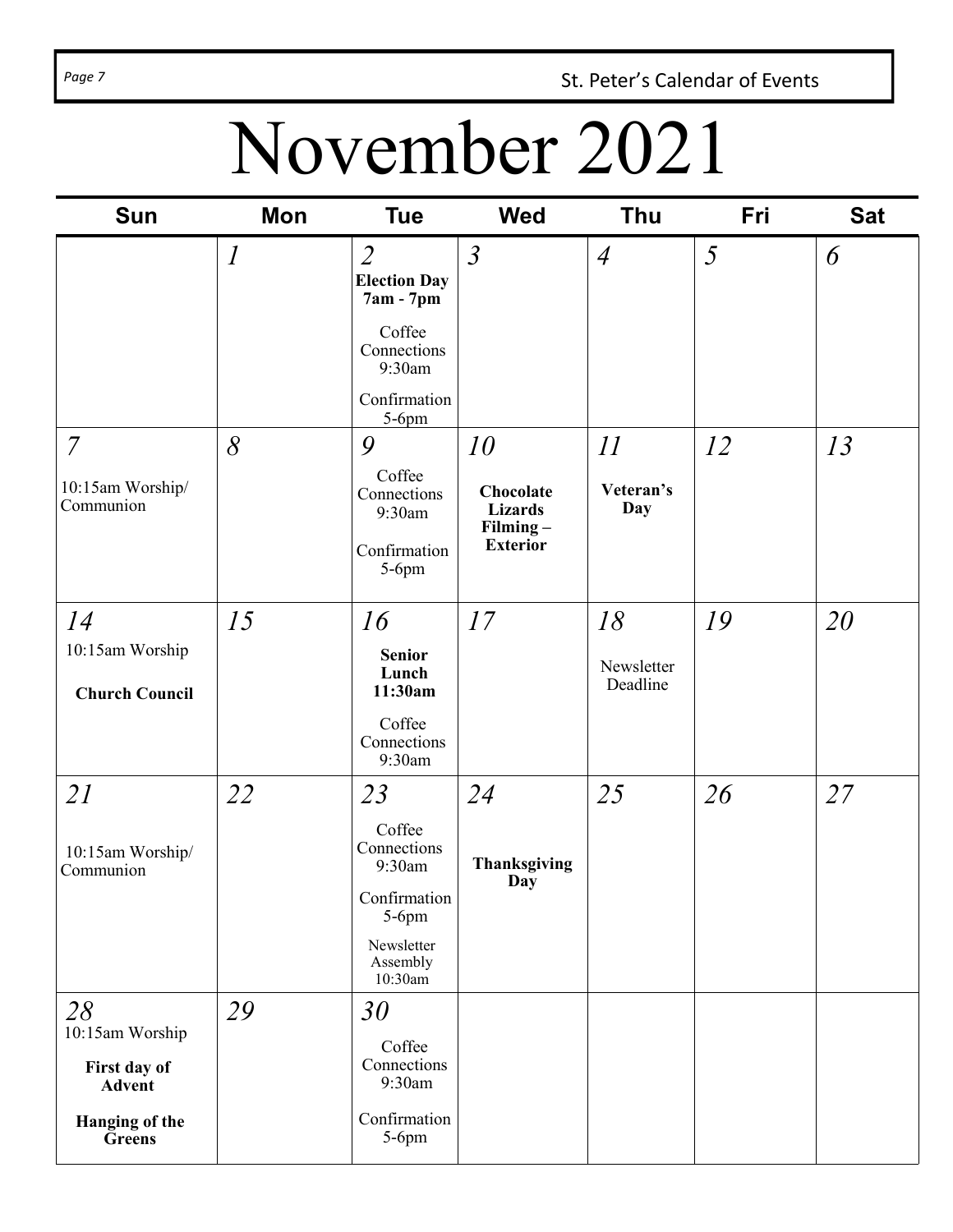# November 2021

| Sun | Mon | Tue | Wed | Thu | Fri | Sat |
|---|---|---|---|---|---|---|
| | *1* | *2*<br>**Election Day 7am - 7pm**<br>Coffee Connections 9:30am<br>Confirmation 5-6pm | *3* | *4* | *5* | *6* |
| *7*<br>10:15am Worship/ Communion | *8* | *9*<br>Coffee Connections 9:30am<br>Confirmation 5-6pm | *10*<br>**Chocolate Lizards Filming – Exterior** | *11*<br>**Veteran's Day** | *12* | *13* |
| *14*<br>10:15am Worship<br>**Church Council** | *15* | *16*<br>**Senior Lunch 11:30am**<br>Coffee Connections 9:30am | *17* | *18*<br>Newsletter Deadline | *19* | *20* |
| *21*<br>10:15am Worship/ Communion | *22* | *23*<br>Coffee Connections 9:30am<br>Confirmation 5-6pm<br>Newsletter Assembly 10:30am | *24*<br>**Thanksgiving Day** | *25* | *26* | *27* |
| *28*<br>10:15am Worship<br>**First day of Advent**<br>**Hanging of the Greens** | *29* | *30*<br>Coffee Connections 9:30am<br>Confirmation 5-6pm | | | | |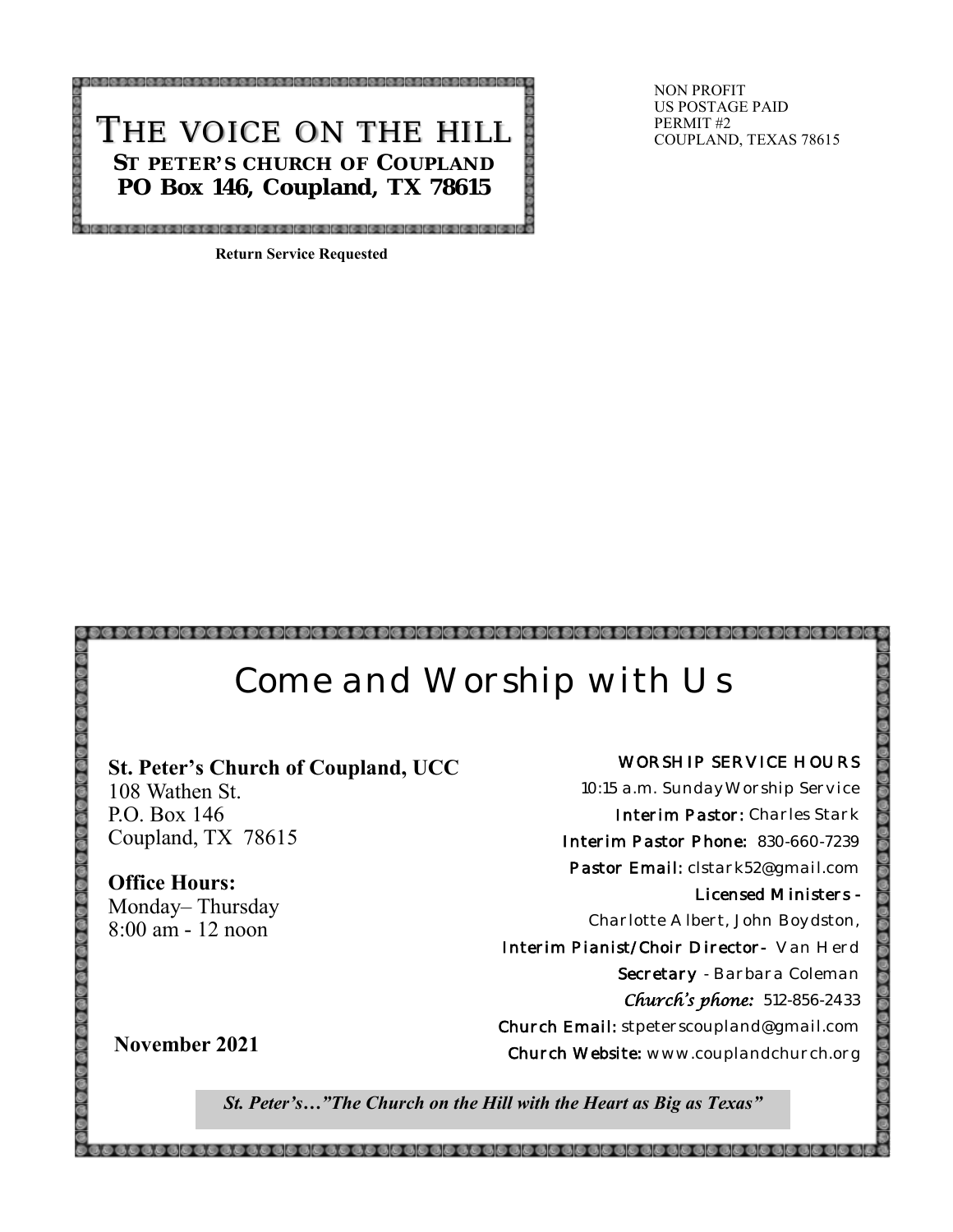# THE VOICE ON THE HILL

**ST PETER'S CHURCH OF COUPLAND**
**PO Box 146, Coupland, TX 78615**

**Return Service Requested**

NON PROFIT
US POSTAGE PAID
PERMIT #2
COUPLAND, TEXAS 78615

## Come and Worship with Us

**St. Peter's Church of Coupland, UCC**
108 Wathen St.
P.O. Box 146
Coupland, TX 78615

**Office Hours:**
Monday– Thursday
8:00 am - 12 noon

**November 2021**

**WORSHIP SERVICE HOURS**
10:15 a.m. Sunday Worship Service
**Interim Pastor:** Charles Stark
**Interim Pastor Phone:** 830-660-7239
**Pastor Email:** clstark52@gmail.com
**Licensed Ministers -**
Charlotte Albert, John Boydston,
**Interim Pianist/Choir Director-** Van Herd
**Secretary** - Barbara Coleman
***Church's phone:*** 512-856-2433
**Church Email:** stpeterscoupland@gmail.com
**Church Website:** www.couplandchurch.org

***St. Peter's…"The Church on the Hill with the Heart as Big as Texas"***